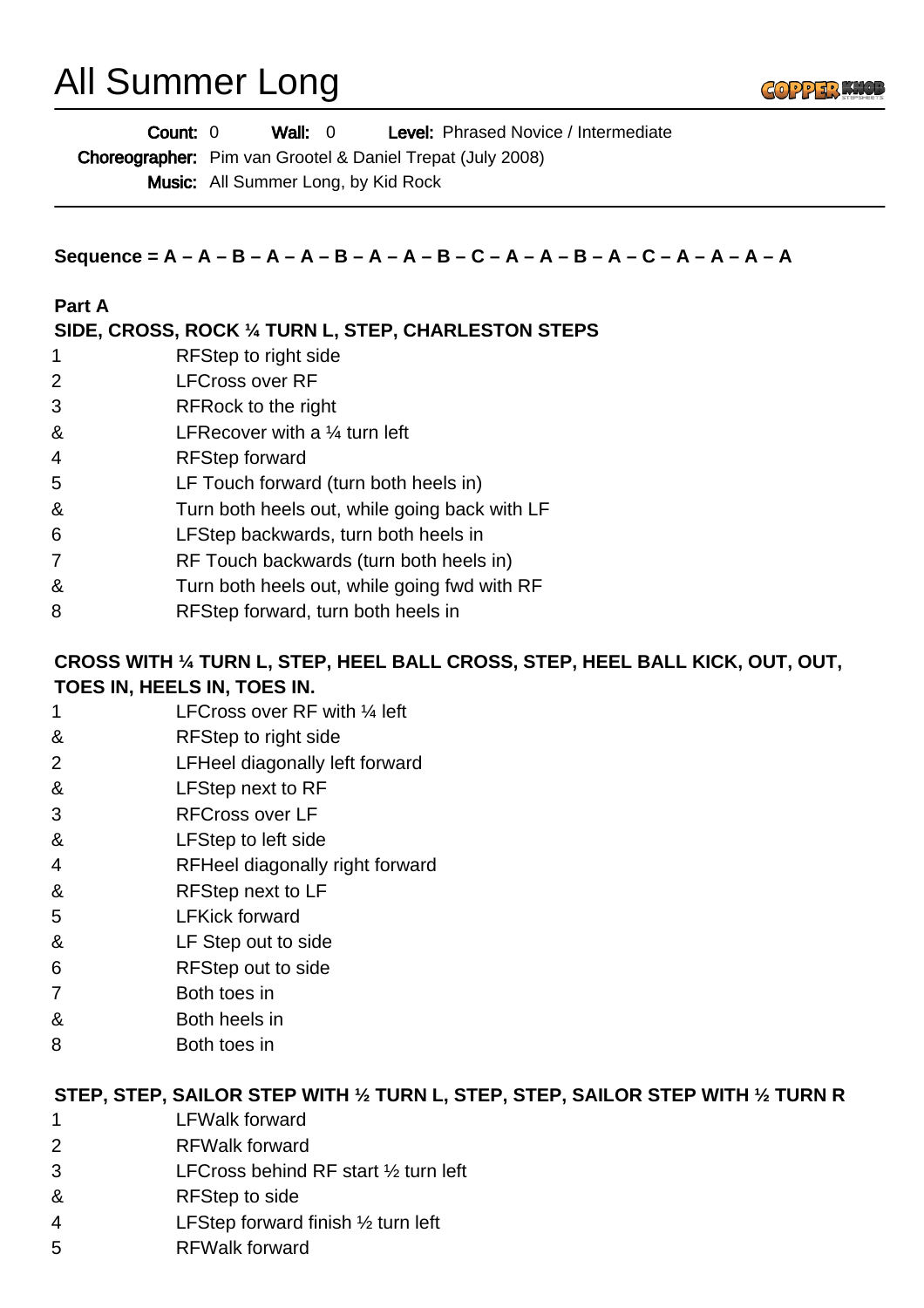# All Summer Long

**Count:** 0 **Wall:** 0 **Level:** Phrased Novice / Intermediate

**Choreographer:** Pim van Grootel & Daniel Trepat (July 2008)

**Music:** All Summer Long, by Kid Rock

---

**Sequence = A – A – B – A – A – B – A – A – B – C – A – A – B – A – C – A – A – A – A**

**Part A**

**SIDE, CROSS, ROCK ¼ TURN L, STEP, CHARLESTON STEPS**

| | |
|---|---|
| 1 | RFStep to right side |
| 2 | LFCross over RF |
| 3 | RFRock to the right |
| & | LFRecover with a ¼ turn left |
| 4 | RFStep forward |
| 5 | LF Touch forward (turn both heels in) |
| & | Turn both heels out, while going back with LF |
| 6 | LFStep backwards, turn both heels in |
| 7 | RF Touch backwards (turn both heels in) |
| & | Turn both heels out, while going fwd with RF |
| 8 | RFStep forward, turn both heels in |

**CROSS WITH ¼ TURN L, STEP, HEEL BALL CROSS, STEP, HEEL BALL KICK, OUT, OUT, TOES IN, HEELS IN, TOES IN.**

| | |
|---|---|
| 1 | LFCross over RF with ¼ left |
| & | RFStep to right side |
| 2 | LFHeel diagonally left forward |
| & | LFStep next to RF |
| 3 | RFCross over LF |
| & | LFStep to left side |
| 4 | RFHeel diagonally right forward |
| & | RFStep next to LF |
| 5 | LFKick forward |
| & | LF Step out to side |
| 6 | RFStep out to side |
| 7 | Both toes in |
| & | Both heels in |
| 8 | Both toes in |

**STEP, STEP, SAILOR STEP WITH ½ TURN L, STEP, STEP, SAILOR STEP WITH ½ TURN R**

| | |
|---|---|
| 1 | LFWalk forward |
| 2 | RFWalk forward |
| 3 | LFCross behind RF start ½ turn left |
| & | RFStep to side |
| 4 | LFStep forward finish ½ turn left |
| 5 | RFWalk forward |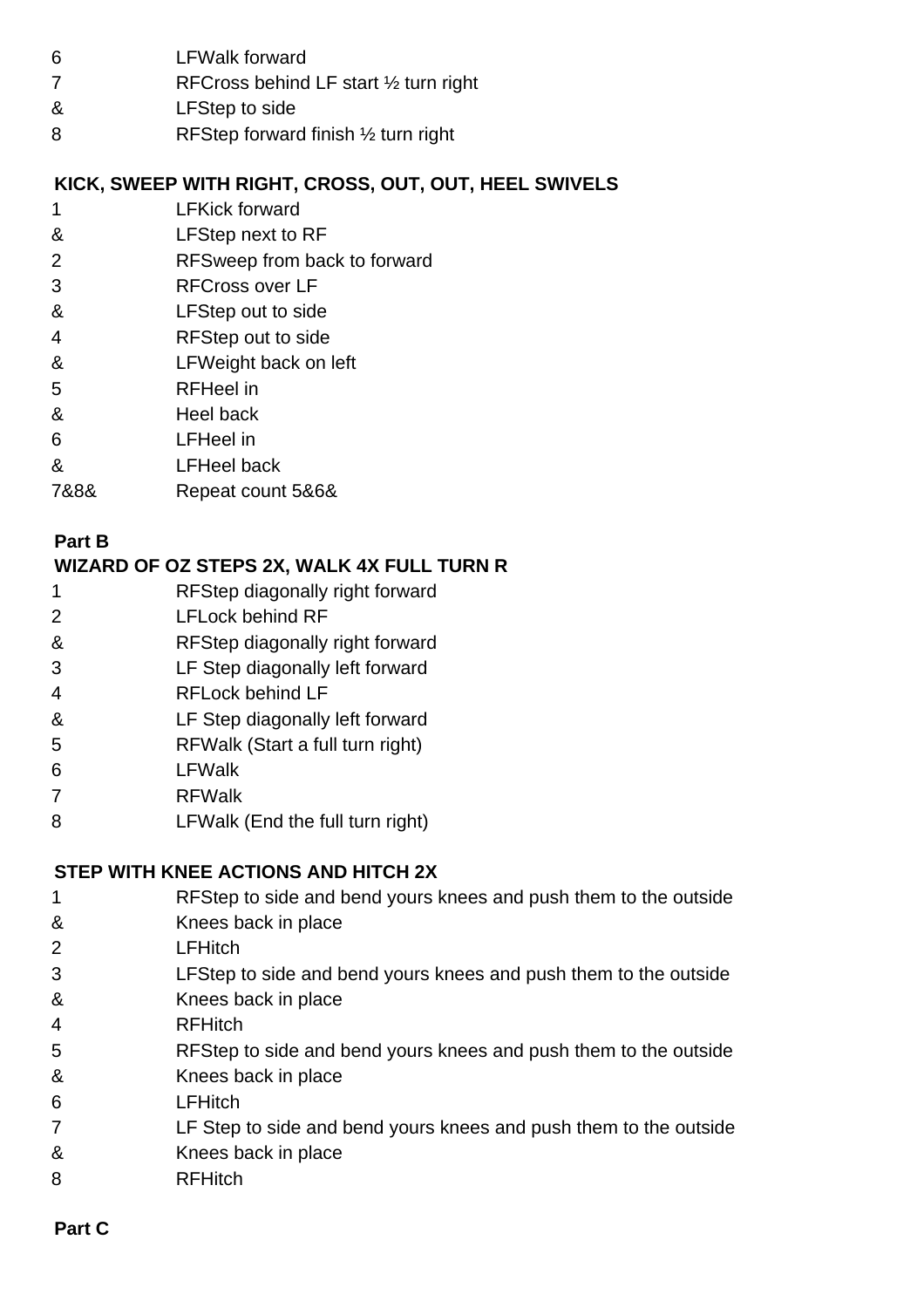| | |
|---|---|
| 6 | LFWalk forward |
| 7 | RFCross behind LF start ½ turn right |
| & | LFStep to side |
| 8 | RFStep forward finish ½ turn right |

**KICK, SWEEP WITH RIGHT, CROSS, OUT, OUT, HEEL SWIVELS**

| | |
|---|---|
| 1 | LFKick forward |
| & | LFStep next to RF |
| 2 | RFSweep from back to forward |
| 3 | RFCross over LF |
| & | LFStep out to side |
| 4 | RFStep out to side |
| & | LFWeight back on left |
| 5 | RFHeel in |
| & | Heel back |
| 6 | LFHeel in |
| & | LFHeel back |
| 7&8& | Repeat count 5&6& |

**Part B**

**WIZARD OF OZ STEPS 2X, WALK 4X FULL TURN R**

| | |
|---|---|
| 1 | RFStep diagonally right forward |
| 2 | LFLock behind RF |
| & | RFStep diagonally right forward |
| 3 | LF Step diagonally left forward |
| 4 | RFLock behind LF |
| & | LF Step diagonally left forward |
| 5 | RFWalk (Start a full turn right) |
| 6 | LFWalk |
| 7 | RFWalk |
| 8 | LFWalk (End the full turn right) |

**STEP WITH KNEE ACTIONS AND HITCH 2X**

| | |
|---|---|
| 1 | RFStep to side and bend yours knees and push them to the outside |
| & | Knees back in place |
| 2 | LFHitch |
| 3 | LFStep to side and bend yours knees and push them to the outside |
| & | Knees back in place |
| 4 | RFHitch |
| 5 | RFStep to side and bend yours knees and push them to the outside |
| & | Knees back in place |
| 6 | LFHitch |
| 7 | LF Step to side and bend yours knees and push them to the outside |
| & | Knees back in place |
| 8 | RFHitch |

**Part C**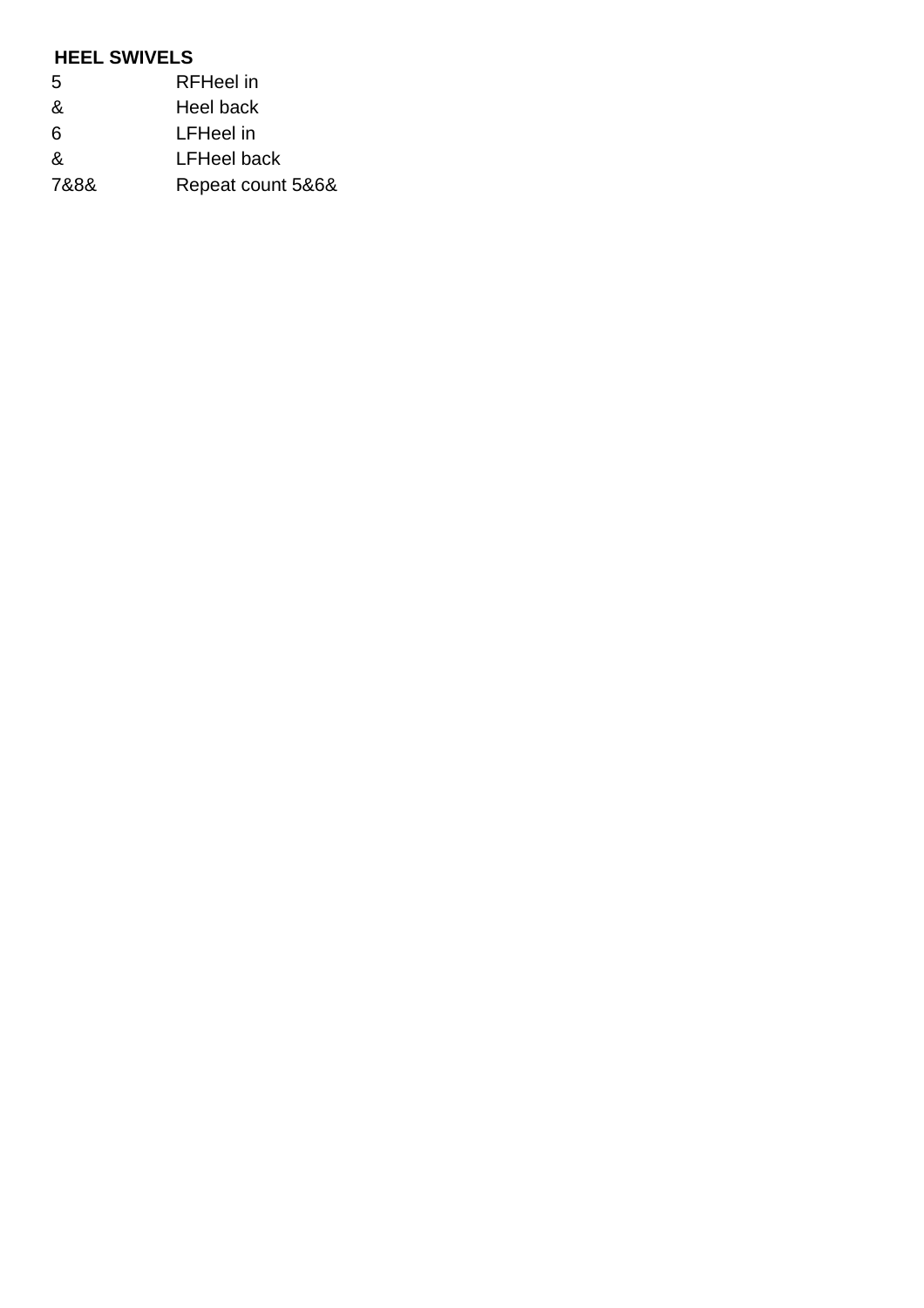**HEEL SWIVELS**

| | |
|---|---|
| 5 | RFHeel in |
| & | Heel back |
| 6 | LFHeel in |
| & | LFHeel back |
| 7&8& | Repeat count 5&6& |